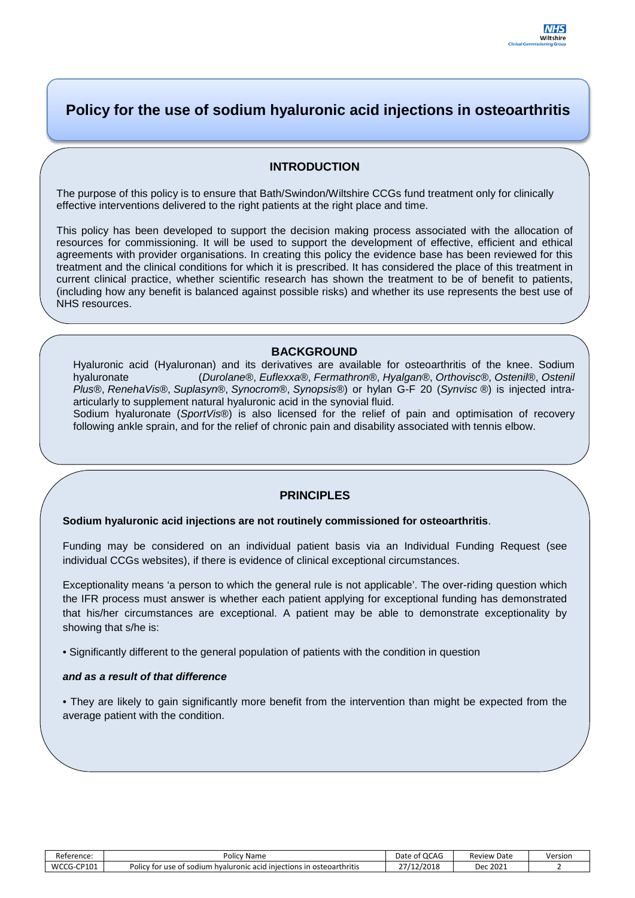# Policy for the use of sodium hyaluronic acid injections in osteoarthritis

## INTRODUCTION

The purpose of this policy is to ensure that Bath/Swindon/Wiltshire CCGs fund treatment only for clinically effective interventions delivered to the right patients at the right place and time.

This policy has been developed to support the decision making process associated with the allocation of resources for commissioning. It will be used to support the development of effective, efficient and ethical agreements with provider organisations. In creating this policy the evidence base has been reviewed for this treatment and the clinical conditions for which it is prescribed. It has considered the place of this treatment in current clinical practice, whether scientific research has shown the treatment to be of benefit to patients, (including how any benefit is balanced against possible risks) and whether its use represents the best use of NHS resources.

## BACKGROUND

Hyaluronic acid (Hyaluronan) and its derivatives are available for osteoarthritis of the knee. Sodium hyaluronate (*Durolane®*, *Euflexxa®*, *Fermathron®*, *Hyalgan®*, *Orthovisc®*, *Ostenil®*, *Ostenil Plus®*, *RenehaVis®*, *Suplasyn®*, *Synocrom®*, *Synopsis®*) or hylan G-F 20 (*Synvisc ®*) is injected intra-articularly to supplement natural hyaluronic acid in the synovial fluid.

Sodium hyaluronate (*SportVis®*) is also licensed for the relief of pain and optimisation of recovery following ankle sprain, and for the relief of chronic pain and disability associated with tennis elbow.

## PRINCIPLES

**Sodium hyaluronic acid injections are not routinely commissioned for osteoarthritis**.

Funding may be considered on an individual patient basis via an Individual Funding Request (see individual CCGs websites), if there is evidence of clinical exceptional circumstances.

Exceptionality means 'a person to which the general rule is not applicable'. The over-riding question which the IFR process must answer is whether each patient applying for exceptional funding has demonstrated that his/her circumstances are exceptional. A patient may be able to demonstrate exceptionality by showing that s/he is:

• Significantly different to the general population of patients with the condition in question

***and as a result of that difference***

• They are likely to gain significantly more benefit from the intervention than might be expected from the average patient with the condition.

| Reference: | Policy Name | Date of QCAG | Review Date | Version |
|---|---|---|---|---|
| WCCG-CP101 | Policy for use of sodium hyaluronic acid injections in osteoarthritis | 27/12/2018 | Dec 2021 | 2 |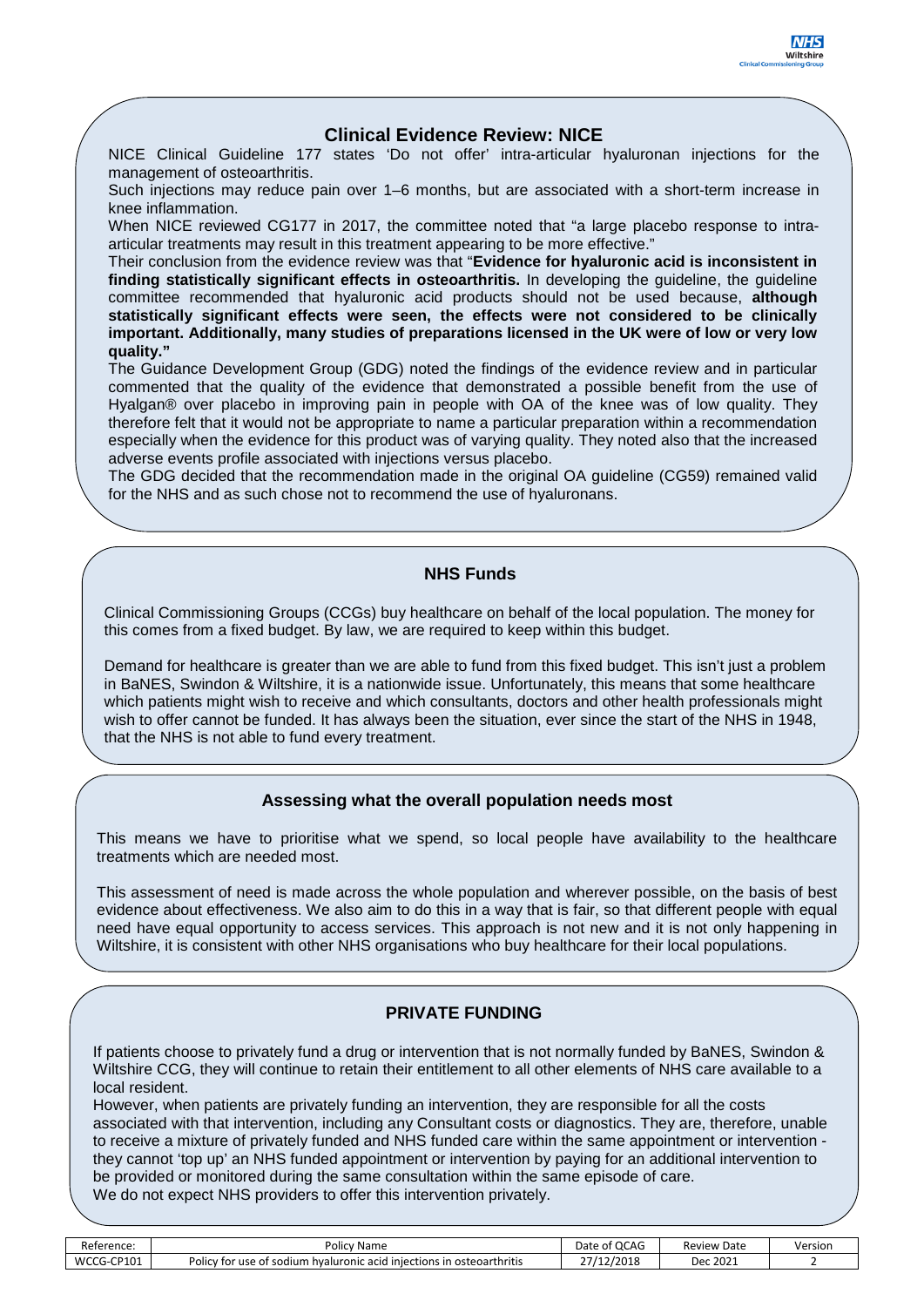## Clinical Evidence Review: NICE

NICE Clinical Guideline 177 states 'Do not offer' intra-articular hyaluronan injections for the management of osteoarthritis.

Such injections may reduce pain over 1–6 months, but are associated with a short-term increase in knee inflammation.

When NICE reviewed CG177 in 2017, the committee noted that "a large placebo response to intra-articular treatments may result in this treatment appearing to be more effective."

Their conclusion from the evidence review was that "**Evidence for hyaluronic acid is inconsistent in finding statistically significant effects in osteoarthritis.** In developing the guideline, the guideline committee recommended that hyaluronic acid products should not be used because, **although statistically significant effects were seen, the effects were not considered to be clinically important. Additionally, many studies of preparations licensed in the UK were of low or very low quality."**

The Guidance Development Group (GDG) noted the findings of the evidence review and in particular commented that the quality of the evidence that demonstrated a possible benefit from the use of Hyalgan® over placebo in improving pain in people with OA of the knee was of low quality. They therefore felt that it would not be appropriate to name a particular preparation within a recommendation especially when the evidence for this product was of varying quality. They noted also that the increased adverse events profile associated with injections versus placebo.

The GDG decided that the recommendation made in the original OA guideline (CG59) remained valid for the NHS and as such chose not to recommend the use of hyaluronans.

## NHS Funds

Clinical Commissioning Groups (CCGs) buy healthcare on behalf of the local population. The money for this comes from a fixed budget. By law, we are required to keep within this budget.

Demand for healthcare is greater than we are able to fund from this fixed budget. This isn't just a problem in BaNES, Swindon & Wiltshire, it is a nationwide issue. Unfortunately, this means that some healthcare which patients might wish to receive and which consultants, doctors and other health professionals might wish to offer cannot be funded. It has always been the situation, ever since the start of the NHS in 1948, that the NHS is not able to fund every treatment.

## Assessing what the overall population needs most

This means we have to prioritise what we spend, so local people have availability to the healthcare treatments which are needed most.

This assessment of need is made across the whole population and wherever possible, on the basis of best evidence about effectiveness. We also aim to do this in a way that is fair, so that different people with equal need have equal opportunity to access services. This approach is not new and it is not only happening in Wiltshire, it is consistent with other NHS organisations who buy healthcare for their local populations.

## PRIVATE FUNDING

If patients choose to privately fund a drug or intervention that is not normally funded by BaNES, Swindon & Wiltshire CCG, they will continue to retain their entitlement to all other elements of NHS care available to a local resident.

However, when patients are privately funding an intervention, they are responsible for all the costs associated with that intervention, including any Consultant costs or diagnostics. They are, therefore, unable to receive a mixture of privately funded and NHS funded care within the same appointment or intervention - they cannot 'top up' an NHS funded appointment or intervention by paying for an additional intervention to be provided or monitored during the same consultation within the same episode of care.

We do not expect NHS providers to offer this intervention privately.

| Reference: | Policy Name | Date of QCAG | Review Date | Version |
|---|---|---|---|---|
| WCCG-CP101 | Policy for use of sodium hyaluronic acid injections in osteoarthritis | 27/12/2018 | Dec 2021 | 2 |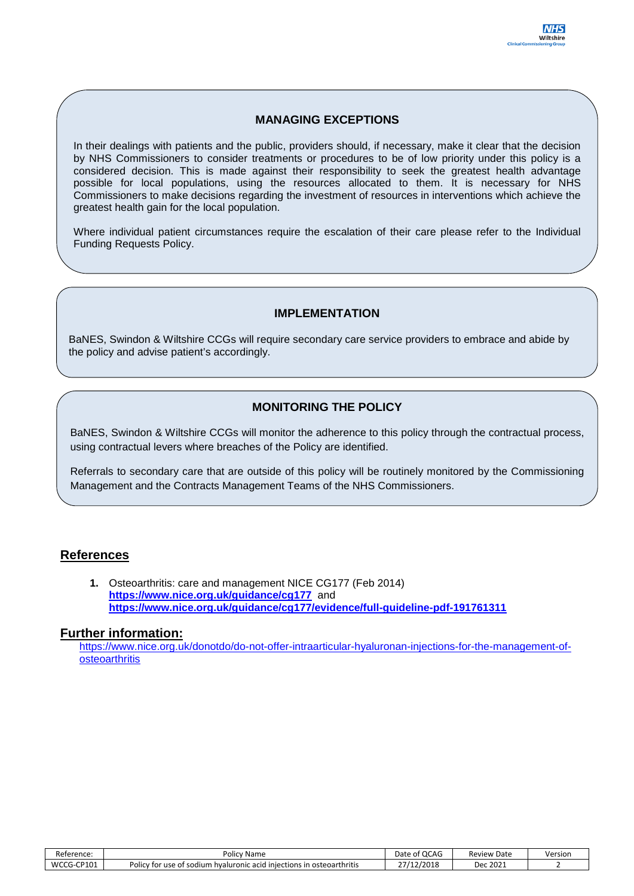## MANAGING EXCEPTIONS

In their dealings with patients and the public, providers should, if necessary, make it clear that the decision by NHS Commissioners to consider treatments or procedures to be of low priority under this policy is a considered decision. This is made against their responsibility to seek the greatest health advantage possible for local populations, using the resources allocated to them. It is necessary for NHS Commissioners to make decisions regarding the investment of resources in interventions which achieve the greatest health gain for the local population.

Where individual patient circumstances require the escalation of their care please refer to the Individual Funding Requests Policy.

## IMPLEMENTATION

BaNES, Swindon & Wiltshire CCGs will require secondary care service providers to embrace and abide by the policy and advise patient's accordingly.

## MONITORING THE POLICY

BaNES, Swindon & Wiltshire CCGs will monitor the adherence to this policy through the contractual process, using contractual levers where breaches of the Policy are identified.

Referrals to secondary care that are outside of this policy will be routinely monitored by the Commissioning Management and the Contracts Management Teams of the NHS Commissioners.

## References

1. Osteoarthritis: care and management NICE CG177 (Feb 2014) **https://www.nice.org.uk/guidance/cg177** and **https://www.nice.org.uk/guidance/cg177/evidence/full-guideline-pdf-191761311**

## Further information:

https://www.nice.org.uk/donotdo/do-not-offer-intraarticular-hyaluronan-injections-for-the-management-of-osteoarthritis

| Reference: | Policy Name | Date of QCAG | Review Date | Version |
|---|---|---|---|---|
| WCCG-CP101 | Policy for use of sodium hyaluronic acid injections in osteoarthritis | 27/12/2018 | Dec 2021 | 2 |